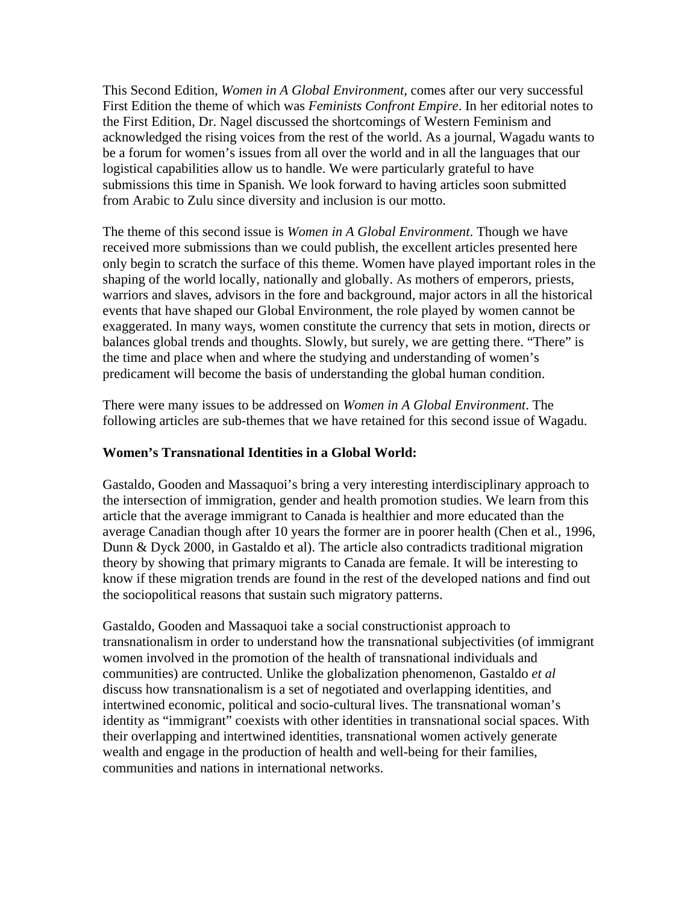This Second Edition, *Women in A Global Environment*, comes after our very successful First Edition the theme of which was *Feminists Confront Empire*. In her editorial notes to the First Edition, Dr. Nagel discussed the shortcomings of Western Feminism and acknowledged the rising voices from the rest of the world. As a journal, Wagadu wants to be a forum for women's issues from all over the world and in all the languages that our logistical capabilities allow us to handle. We were particularly grateful to have submissions this time in Spanish. We look forward to having articles soon submitted from Arabic to Zulu since diversity and inclusion is our motto.

The theme of this second issue is *Women in A Global Environment*. Though we have received more submissions than we could publish, the excellent articles presented here only begin to scratch the surface of this theme. Women have played important roles in the shaping of the world locally, nationally and globally. As mothers of emperors, priests, warriors and slaves, advisors in the fore and background, major actors in all the historical events that have shaped our Global Environment, the role played by women cannot be exaggerated. In many ways, women constitute the currency that sets in motion, directs or balances global trends and thoughts. Slowly, but surely, we are getting there. "There" is the time and place when and where the studying and understanding of women's predicament will become the basis of understanding the global human condition.

There were many issues to be addressed on *Women in A Global Environment*. The following articles are sub-themes that we have retained for this second issue of Wagadu.

**Women's Transnational Identities in a Global World:**

Gastaldo, Gooden and Massaquoi's bring a very interesting interdisciplinary approach to the intersection of immigration, gender and health promotion studies. We learn from this article that the average immigrant to Canada is healthier and more educated than the average Canadian though after 10 years the former are in poorer health (Chen et al., 1996, Dunn & Dyck 2000, in Gastaldo et al). The article also contradicts traditional migration theory by showing that primary migrants to Canada are female. It will be interesting to know if these migration trends are found in the rest of the developed nations and find out the sociopolitical reasons that sustain such migratory patterns.

Gastaldo, Gooden and Massaquoi take a social constructionist approach to transnationalism in order to understand how the transnational subjectivities (of immigrant women involved in the promotion of the health of transnational individuals and communities) are contructed. Unlike the globalization phenomenon, Gastaldo *et al* discuss how transnationalism is a set of negotiated and overlapping identities, and intertwined economic, political and socio-cultural lives. The transnational woman's identity as "immigrant" coexists with other identities in transnational social spaces. With their overlapping and intertwined identities, transnational women actively generate wealth and engage in the production of health and well-being for their families, communities and nations in international networks.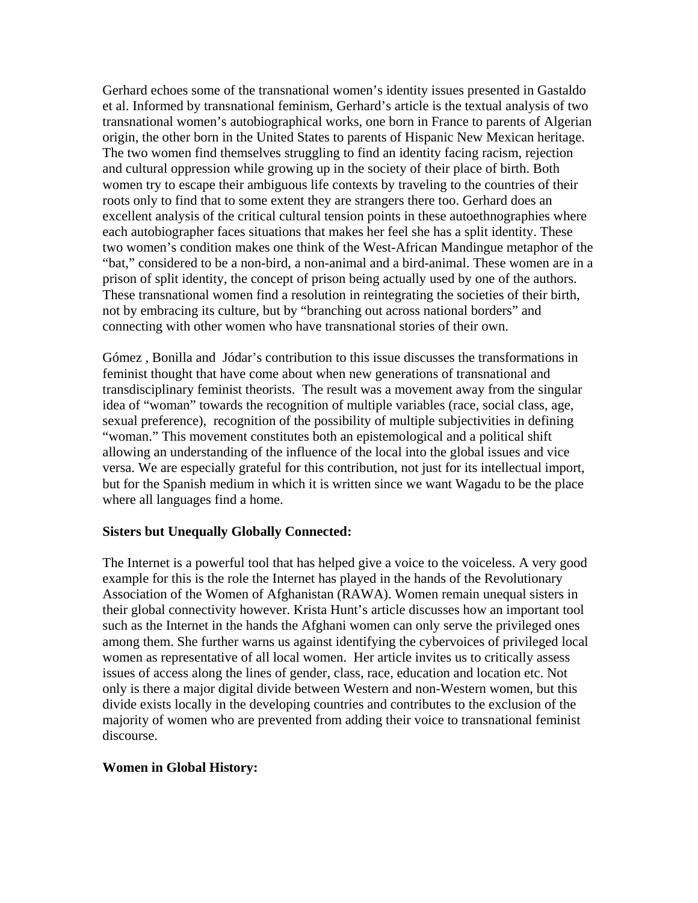Gerhard echoes some of the transnational women's identity issues presented in Gastaldo et al. Informed by transnational feminism, Gerhard's article is the textual analysis of two transnational women's autobiographical works, one born in France to parents of Algerian origin, the other born in the United States to parents of Hispanic New Mexican heritage. The two women find themselves struggling to find an identity facing racism, rejection and cultural oppression while growing up in the society of their place of birth. Both women try to escape their ambiguous life contexts by traveling to the countries of their roots only to find that to some extent they are strangers there too. Gerhard does an excellent analysis of the critical cultural tension points in these autoethnographies where each autobiographer faces situations that makes her feel she has a split identity. These two women's condition makes one think of the West-African Mandingue metaphor of the "bat," considered to be a non-bird, a non-animal and a bird-animal. These women are in a prison of split identity, the concept of prison being actually used by one of the authors. These transnational women find a resolution in reintegrating the societies of their birth, not by embracing its culture, but by "branching out across national borders" and connecting with other women who have transnational stories of their own.

Gómez , Bonilla and Jódar's contribution to this issue discusses the transformations in feminist thought that have come about when new generations of transnational and transdisciplinary feminist theorists. The result was a movement away from the singular idea of "woman" towards the recognition of multiple variables (race, social class, age, sexual preference), recognition of the possibility of multiple subjectivities in defining "woman." This movement constitutes both an epistemological and a political shift allowing an understanding of the influence of the local into the global issues and vice versa. We are especially grateful for this contribution, not just for its intellectual import, but for the Spanish medium in which it is written since we want Wagadu to be the place where all languages find a home.

**Sisters but Unequally Globally Connected:**

The Internet is a powerful tool that has helped give a voice to the voiceless. A very good example for this is the role the Internet has played in the hands of the Revolutionary Association of the Women of Afghanistan (RAWA). Women remain unequal sisters in their global connectivity however. Krista Hunt's article discusses how an important tool such as the Internet in the hands the Afghani women can only serve the privileged ones among them. She further warns us against identifying the cybervoices of privileged local women as representative of all local women. Her article invites us to critically assess issues of access along the lines of gender, class, race, education and location etc. Not only is there a major digital divide between Western and non-Western women, but this divide exists locally in the developing countries and contributes to the exclusion of the majority of women who are prevented from adding their voice to transnational feminist discourse.

**Women in Global History:**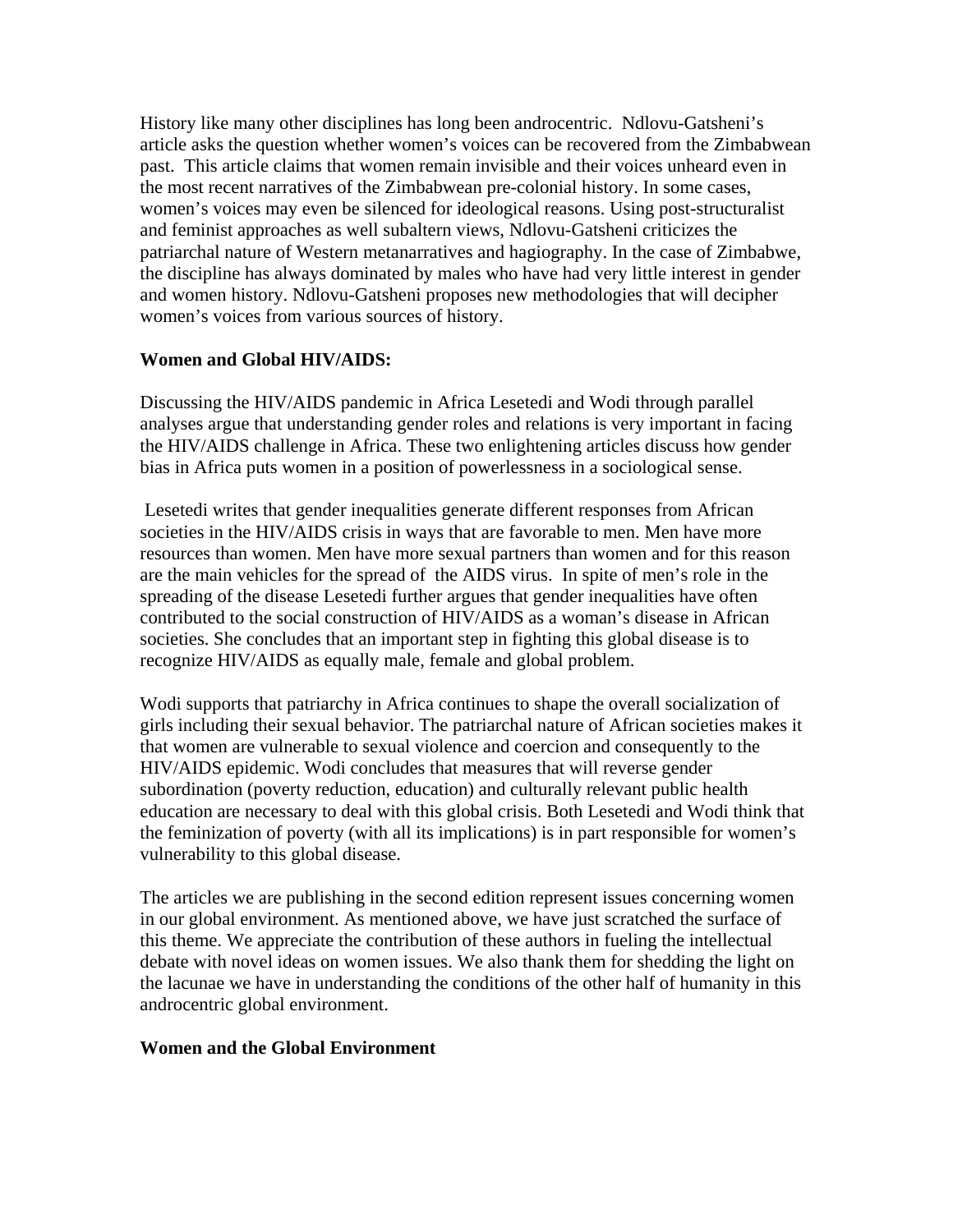History like many other disciplines has long been androcentric.  Ndlovu-Gatsheni's article asks the question whether women's voices can be recovered from the Zimbabwean past.  This article claims that women remain invisible and their voices unheard even in the most recent narratives of the Zimbabwean pre-colonial history. In some cases, women's voices may even be silenced for ideological reasons. Using post-structuralist and feminist approaches as well subaltern views, Ndlovu-Gatsheni criticizes the patriarchal nature of Western metanarratives and hagiography. In the case of Zimbabwe, the discipline has always dominated by males who have had very little interest in gender and women history. Ndlovu-Gatsheni proposes new methodologies that will decipher women's voices from various sources of history.

**Women and Global HIV/AIDS:**

Discussing the HIV/AIDS pandemic in Africa Lesetedi and Wodi through parallel analyses argue that understanding gender roles and relations is very important in facing the HIV/AIDS challenge in Africa. These two enlightening articles discuss how gender bias in Africa puts women in a position of powerlessness in a sociological sense.

Lesetedi writes that gender inequalities generate different responses from African societies in the HIV/AIDS crisis in ways that are favorable to men. Men have more resources than women. Men have more sexual partners than women and for this reason are the main vehicles for the spread of  the AIDS virus.  In spite of men's role in the spreading of the disease Lesetedi further argues that gender inequalities have often contributed to the social construction of HIV/AIDS as a woman's disease in African societies. She concludes that an important step in fighting this global disease is to recognize HIV/AIDS as equally male, female and global problem.

Wodi supports that patriarchy in Africa continues to shape the overall socialization of girls including their sexual behavior. The patriarchal nature of African societies makes it that women are vulnerable to sexual violence and coercion and consequently to the HIV/AIDS epidemic. Wodi concludes that measures that will reverse gender subordination (poverty reduction, education) and culturally relevant public health education are necessary to deal with this global crisis. Both Lesetedi and Wodi think that the feminization of poverty (with all its implications) is in part responsible for women's vulnerability to this global disease.

The articles we are publishing in the second edition represent issues concerning women in our global environment. As mentioned above, we have just scratched the surface of this theme. We appreciate the contribution of these authors in fueling the intellectual debate with novel ideas on women issues. We also thank them for shedding the light on the lacunae we have in understanding the conditions of the other half of humanity in this androcentric global environment.

**Women and the Global Environment**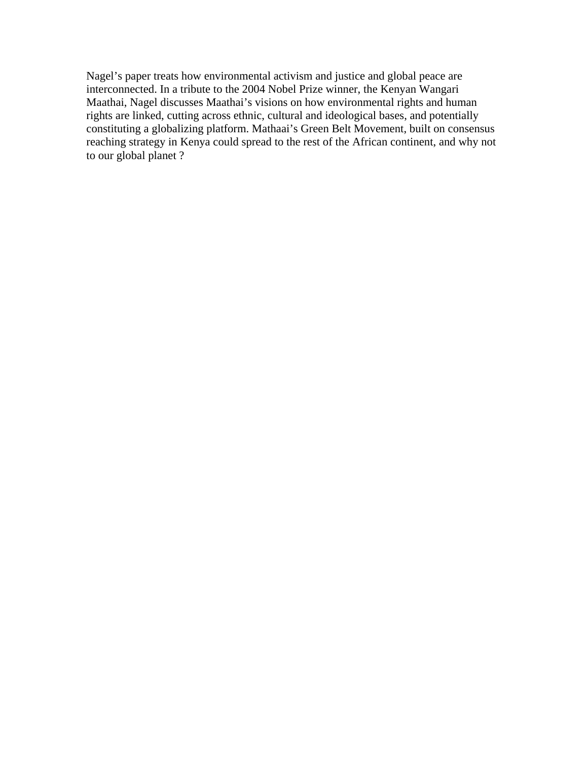Nagel's paper treats how environmental activism and justice and global peace are interconnected. In a tribute to the 2004 Nobel Prize winner, the Kenyan Wangari Maathai, Nagel discusses Maathai's visions on how environmental rights and human rights are linked, cutting across ethnic, cultural and ideological bases, and potentially constituting a globalizing platform. Mathaai's Green Belt Movement, built on consensus reaching strategy in Kenya could spread to the rest of the African continent, and why not to our global planet ?